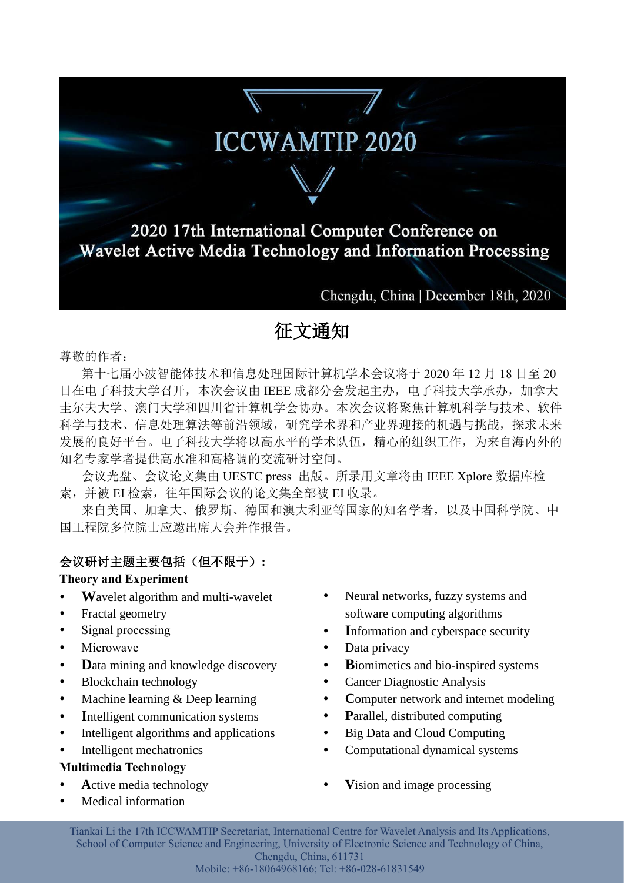# ICCWAMTIP 2020

## 2020 17th International Computer Conference on Wavelet Active Media Technology and Information Processing

Chengdu, China | December 18th, 2020

# 征文通知

尊敬的作者：

第十七届小波智能体技术和信息处理国际计算机学术会议将于 2020 年 12 月 18 日至 20 日在电子科技大学召开，本次会议由 IEEE 成都分会发起主办，电子科技大学承办，加拿大圭尔夫大学、澳门大学和四川省计算机学会协办。本次会议将聚焦计算机科学与技术、软件科学与技术、信息处理算法等前沿领域，研究学术界和产业界迎接的机遇与挑战，探求未来发展的良好平台。电子科技大学将以高水平的学术队伍，精心的组织工作，为来自海内外的知名专家学者提供高水准和高格调的交流研讨空间。

会议光盘、会议论文集由 UESTC press 出版。所录用文章将由 IEEE Xplore 数据库检索，并被 EI 检索，往年国际会议的论文集全部被 EI 收录。

来自美国、加拿大、俄罗斯、德国和澳大利亚等国家的知名学者，以及中国科学院、中国工程院多位院士应邀出席大会并作报告。

**会议研讨主题主要包括（但不限于）：**

**Theory and Experiment**

- **W**avelet algorithm and multi-wavelet
- Fractal geometry
- Signal processing
- Microwave
- **D**ata mining and knowledge discovery
- Blockchain technology
- Machine learning & Deep learning
- **I**ntelligent communication systems
- Intelligent algorithms and applications
- Intelligent mechatronics
- Neural networks, fuzzy systems and software computing algorithms
- **I**nformation and cyberspace security
- Data privacy
- **B**iomimetics and bio-inspired systems
- Cancer Diagnostic Analysis
- **C**omputer network and internet modeling
- **P**arallel, distributed computing
- Big Data and Cloud Computing
- Computational dynamical systems

**Multimedia Technology**

- **A**ctive media technology
- Medical information
- **V**ision and image processing

Tiankai Li the 17th ICCWAMTIP Secretariat, International Centre for Wavelet Analysis and Its Applications, School of Computer Science and Engineering, University of Electronic Science and Technology of China, Chengdu, China, 611731
Mobile: +86-18064968166; Tel: +86-028-61831549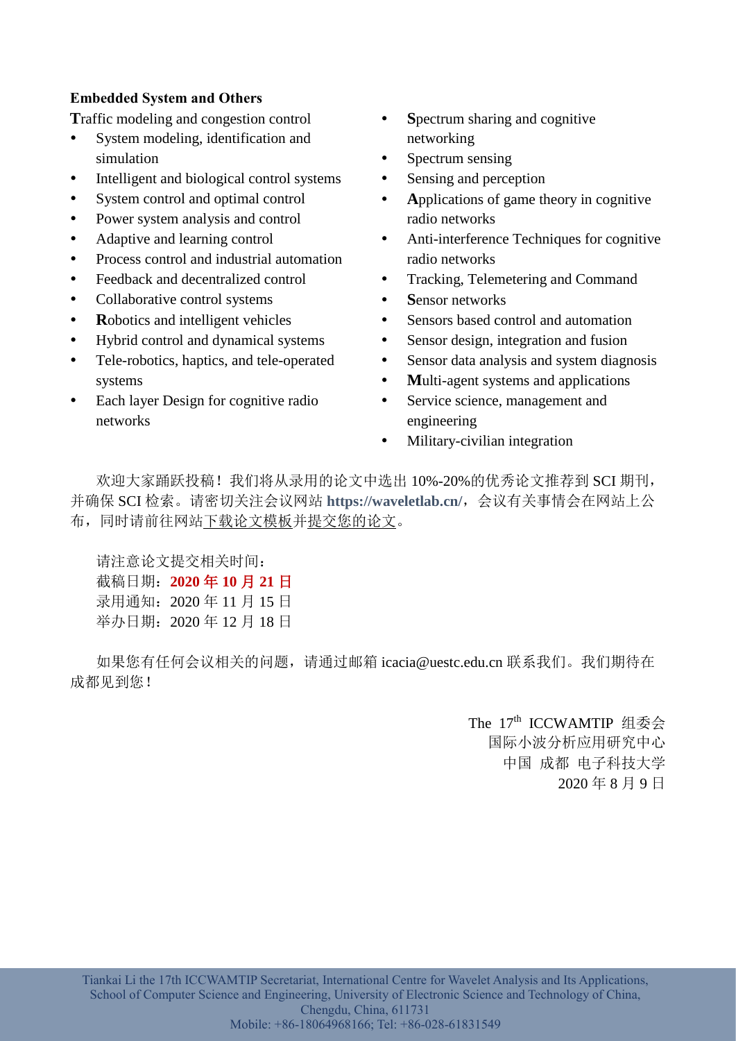**Embedded System and Others**

Traffic modeling and congestion control

- System modeling, identification and simulation
- Intelligent and biological control systems
- System control and optimal control
- Power system analysis and control
- Adaptive and learning control
- Process control and industrial automation
- Feedback and decentralized control
- Collaborative control systems
- **R**obotics and intelligent vehicles
- Hybrid control and dynamical systems
- Tele-robotics, haptics, and tele-operated systems
- Each layer Design for cognitive radio networks
- **S**pectrum sharing and cognitive networking
- Spectrum sensing
- Sensing and perception
- **A**pplications of game theory in cognitive radio networks
- Anti-interference Techniques for cognitive radio networks
- Tracking, Telemetering and Command
- **S**ensor networks
- Sensors based control and automation
- Sensor design, integration and fusion
- Sensor data analysis and system diagnosis
- **M**ulti-agent systems and applications
- Service science, management and engineering
- Military-civilian integration

欢迎大家踊跃投稿！我们将从录用的论文中选出 10%-20%的优秀论文推荐到 SCI 期刊，并确保 SCI 检索。请密切关注会议网站 **https://waveletlab.cn/**，会议有关事情会在网站上公布，同时请前往网站下载论文模板并提交您的论文。

请注意论文提交相关时间：

截稿日期：**2020 年 10 月 21 日**

录用通知：2020 年 11 月 15 日

举办日期：2020 年 12 月 18 日

如果您有任何会议相关的问题，请通过邮箱 icacia@uestc.edu.cn 联系我们。我们期待在成都见到您！

The 17th ICCWAMTIP 组委会

国际小波分析应用研究中心

中国 成都 电子科技大学

2020 年 8 月 9 日

Tiankai Li the 17th ICCWAMTIP Secretariat, International Centre for Wavelet Analysis and Its Applications, School of Computer Science and Engineering, University of Electronic Science and Technology of China, Chengdu, China, 611731

Mobile: +86-18064968166; Tel: +86-028-61831549